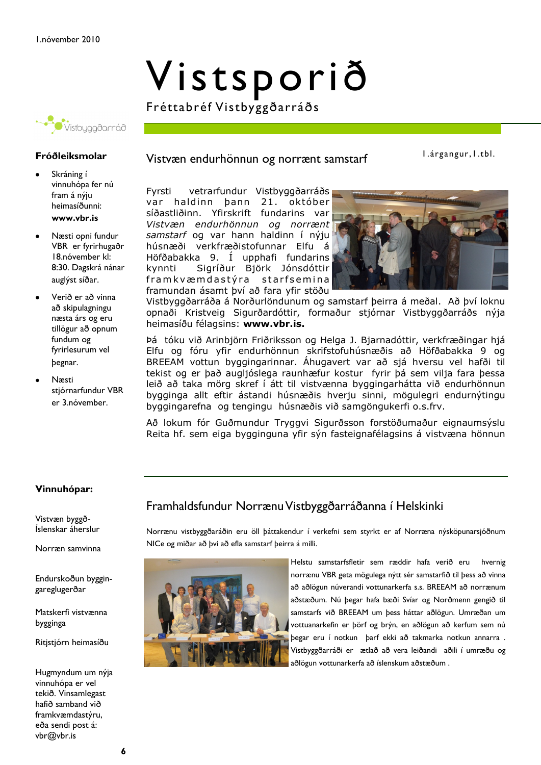1.nóvember 2010

# Vistsporið

Fréttabréf Vistbyggðarráðs

1.árgangur,1.tbl.

## Vistvæn endurhönnun og norrænt samstarf

Fyrsti vetrarfundur Vistbyggðarráðs var haldinn þann 21. október síðastliðinn. Yfirskrift fundarins var *Vistvæn endurhönnun og norrænt samstarf* og var hann haldinn í nýju húsnæði verkfræðistofunnar Elfu á Höfðabakka 9. Í upphafi fundarins kynnti Sigríður Björk Jónsdóttir framkvæmdastýra starfsemina framundan ásamt því að fara yfir stöðu Vistbyggðarráða á Norðurlöndunum og samstarf þeirra á meðal. Að því loknu opnaði Kristveig Sigurðardóttir, formaður stjórnar Vistbyggðarráðs nýja heimasíðu félagsins: **www.vbr.is.**

Þá tóku við Arinbjörn Friðriksson og Helga J. Bjarnadóttir, verkfræðingar hjá Elfu og fóru yfir endurhönnun skrifstofuhúsnæðis að Höfðabakka 9 og BREEAM vottun byggingarinnar. Áhugavert var að sjá hversu vel hafði til tekist og er það augljóslega raunhæfur kostur fyrir þá sem vilja fara þessa leið að taka mörg skref í átt til vistvænna byggingarhátta við endurhönnun bygginga allt eftir ástandi húsnæðis hverju sinni, mögulegri endurnýtingu byggingarefna og tengingu húsnæðis við samgöngukerfi o.s.frv.

Að lokum fór Guðmundur Tryggvi Sigurðsson forstöðumaður eignaumsýslu Reita hf. sem eiga bygginguna yfir sýn fasteignafélagsins á vistvæna hönnun

## Framhaldsfundur Norrænu Vistbyggðarráðanna í Helskinki

Norrænu vistbyggðaráðin eru öll þáttakendur í verkefni sem styrkt er af Norræna nýsköpunarsjóðnum NICe og miðar að því að efla samstarf þeirra á milli.

Helstu samstarfsfletir sem ræddir hafa verið eru hvernig norrænu VBR geta mögulega nýtt sér samstarfið til þess að vinna að aðlögun núverandi vottunarkerfa s.s. BREEAM að norrænum aðstæðum. Nú þegar hafa bæði Svíar og Norðmenn gengið til samstarfs við BREEAM um þess háttar aðlögun. Umræðan um vottuanarkefin er þörf og brýn, en aðlögun að kerfum sem nú þegar eru í notkun þarf ekki að takmarka notkun annarra . Vistbyggðarráði er ætlað að vera leiðandi aðili í umræðu og aðlögun vottunarkerfa að íslenskum aðstæðum .

### Fróðleiksmolar

- Skráning í vinnuhópa fer nú fram á nýju heimasíðunni: **www.vbr.is**
- Næsti opni fundur VBR er fyrirhugaðr 18.nóvember kl: 8:30. Dagskrá nánar auglýst síðar.
- Verið er að vinna að skipulagningu næsta árs og eru tillögur að opnum fundum og fyrirlesurum vel þegnar.
- Næsti stjórnarfundur VBR er 3.nóvember.

### Vinnuhópar:

Vistvæn byggð- Íslenskar áherslur

Norræn samvinna

Endurskoðun byggin-gareglugerðar

Matskerfi vistvænna bygginga

Ritstjórn heimasíðu

Hugmyndum um nýja vinnuhópa er vel tekið. Vinsamlegast hafið samband við framkvæmdastýru, eða sendi post á: vbr@vbr.is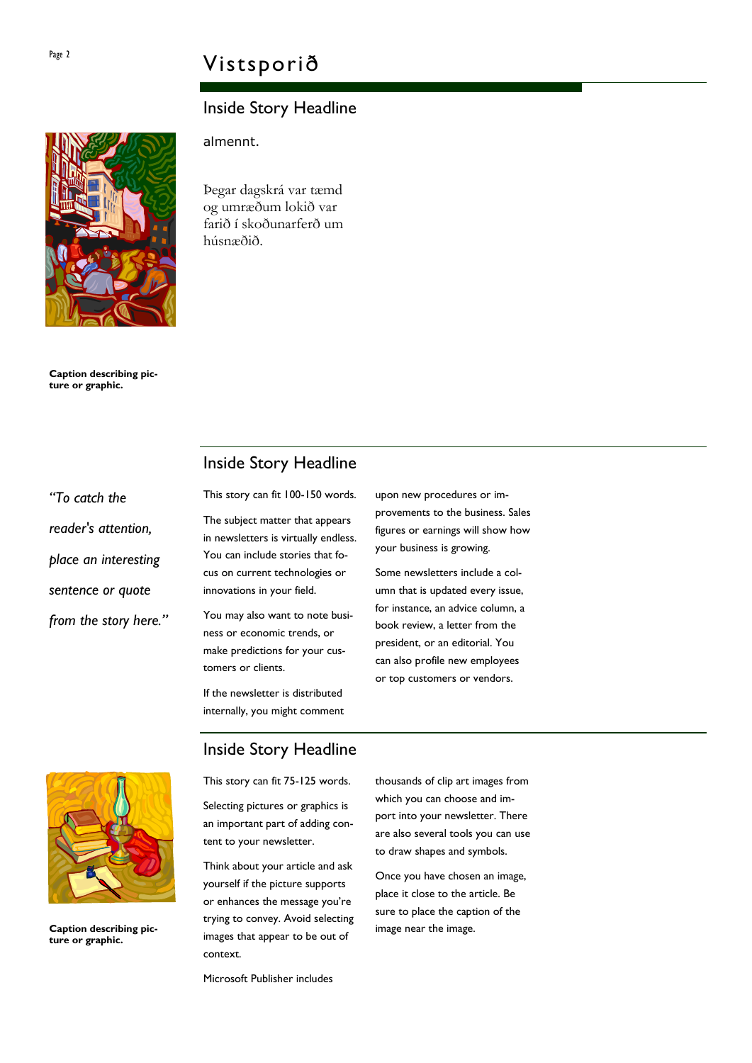## Inside Story Headline

almennt.

Þegar dagskrá var tæmd og umræðum lokið var farið í skoðunarferð um húsnæðið.

Caption describing picture or graphic.

## Inside Story Headline

*"To catch the reader's attention, place an interesting sentence or quote from the story here."*

This story can fit 100-150 words.

The subject matter that appears in newsletters is virtually endless. You can include stories that focus on current technologies or innovations in your field.

You may also want to note business or economic trends, or make predictions for your customers or clients.

If the newsletter is distributed internally, you might comment upon new procedures or improvements to the business. Sales figures or earnings will show how your business is growing.

Some newsletters include a column that is updated every issue, for instance, an advice column, a book review, a letter from the president, or an editorial. You can also profile new employees or top customers or vendors.

## Inside Story Headline

This story can fit 75-125 words.

Selecting pictures or graphics is an important part of adding content to your newsletter.

Think about your article and ask yourself if the picture supports or enhances the message you're trying to convey. Avoid selecting images that appear to be out of context.

Microsoft Publisher includes thousands of clip art images from which you can choose and import into your newsletter. There are also several tools you can use to draw shapes and symbols.

Once you have chosen an image, place it close to the article. Be sure to place the caption of the image near the image.

Caption describing picture or graphic.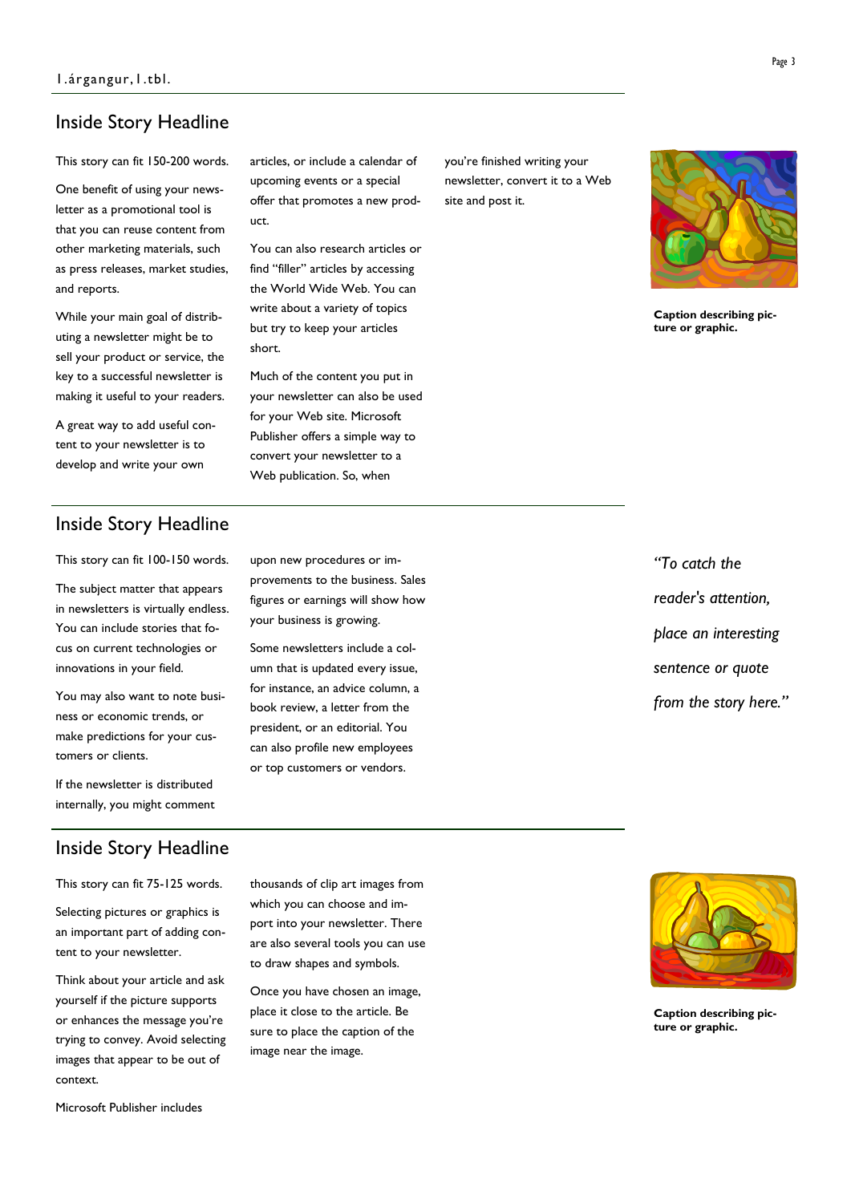## Inside Story Headline

This story can fit 150-200 words.

One benefit of using your newsletter as a promotional tool is that you can reuse content from other marketing materials, such as press releases, market studies, and reports.

While your main goal of distributing a newsletter might be to sell your product or service, the key to a successful newsletter is making it useful to your readers.

A great way to add useful content to your newsletter is to develop and write your own articles, or include a calendar of upcoming events or a special offer that promotes a new product.

You can also research articles or find "filler" articles by accessing the World Wide Web. You can write about a variety of topics but try to keep your articles short.

Much of the content you put in your newsletter can also be used for your Web site. Microsoft Publisher offers a simple way to convert your newsletter to a Web publication. So, when you're finished writing your newsletter, convert it to a Web site and post it.

**Caption describing picture or graphic.**

## Inside Story Headline

This story can fit 100-150 words.

The subject matter that appears in newsletters is virtually endless. You can include stories that focus on current technologies or innovations in your field.

You may also want to note business or economic trends, or make predictions for your customers or clients.

If the newsletter is distributed internally, you might comment upon new procedures or improvements to the business. Sales figures or earnings will show how your business is growing.

Some newsletters include a column that is updated every issue, for instance, an advice column, a book review, a letter from the president, or an editorial. You can also profile new employees or top customers or vendors.

*"To catch the reader's attention, place an interesting sentence or quote from the story here."*

## Inside Story Headline

This story can fit 75-125 words.

Selecting pictures or graphics is an important part of adding content to your newsletter.

Think about your article and ask yourself if the picture supports or enhances the message you're trying to convey. Avoid selecting images that appear to be out of context.

Microsoft Publisher includes thousands of clip art images from which you can choose and import into your newsletter. There are also several tools you can use to draw shapes and symbols.

Once you have chosen an image, place it close to the article. Be sure to place the caption of the image near the image.

**Caption describing picture or graphic.**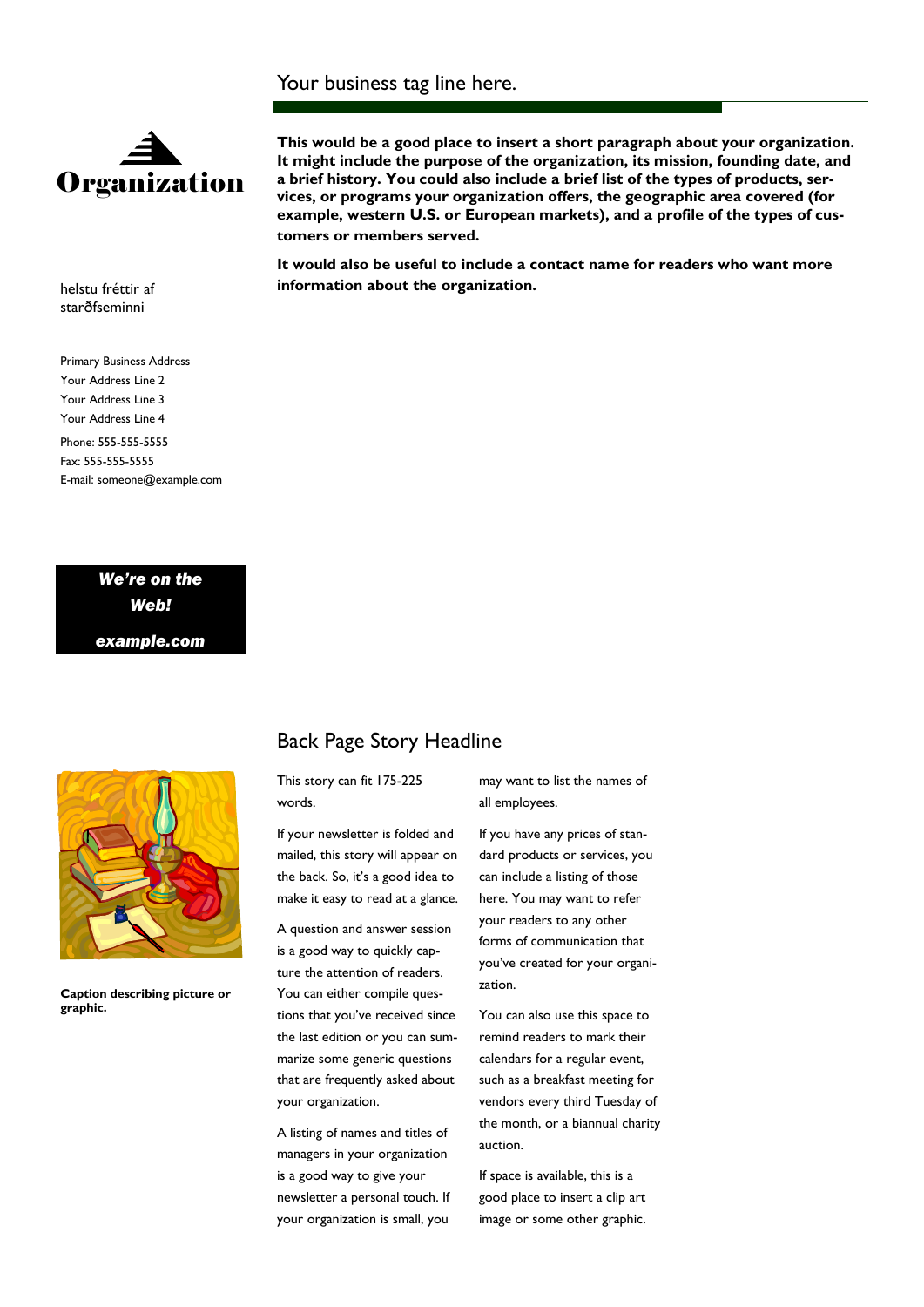Your business tag line here.

**Organization**

helstu fréttir af starðfseminni

Primary Business Address
Your Address Line 2
Your Address Line 3
Your Address Line 4

Phone: 555-555-5555
Fax: 555-555-5555
E-mail: someone@example.com

***We're on the Web!***

***example.com***

**This would be a good place to insert a short paragraph about your organization. It might include the purpose of the organization, its mission, founding date, and a brief history. You could also include a brief list of the types of products, services, or programs your organization offers, the geographic area covered (for example, western U.S. or European markets), and a profile of the types of customers or members served.**

**It would also be useful to include a contact name for readers who want more information about the organization.**

## Back Page Story Headline

This story can fit 175-225 words.

If your newsletter is folded and mailed, this story will appear on the back. So, it's a good idea to make it easy to read at a glance.

A question and answer session is a good way to quickly capture the attention of readers. You can either compile questions that you've received since the last edition or you can summarize some generic questions that are frequently asked about your organization.

A listing of names and titles of managers in your organization is a good way to give your newsletter a personal touch. If your organization is small, you may want to list the names of all employees.

If you have any prices of standard products or services, you can include a listing of those here. You may want to refer your readers to any other forms of communication that you've created for your organization.

You can also use this space to remind readers to mark their calendars for a regular event, such as a breakfast meeting for vendors every third Tuesday of the month, or a biannual charity auction.

If space is available, this is a good place to insert a clip art image or some other graphic.

**Caption describing picture or graphic.**